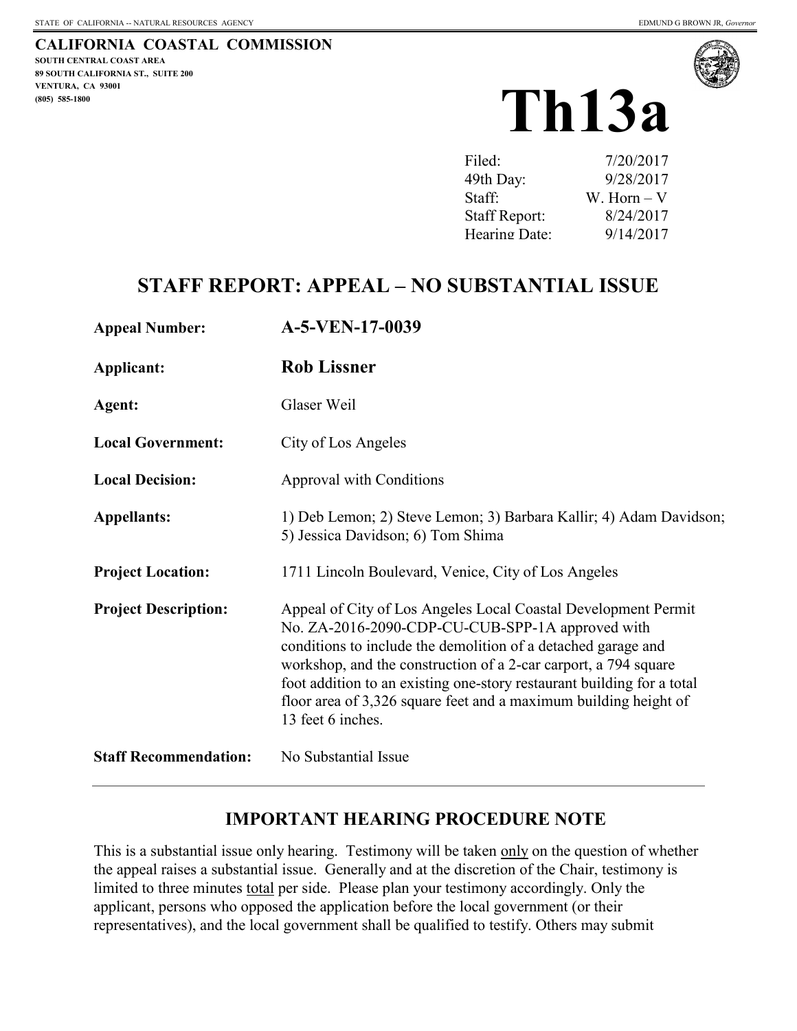STATE OF CALIFORNIA -- NATURAL RESOURCES AGENCY EDMUND G BROWN JR, *Governor*

**CALIFORNIA COASTAL COMMISSION**
**SOUTH CENTRAL COAST AREA**
**89 SOUTH CALIFORNIA ST., SUITE 200**
**VENTURA, CA 93001**
**(805) 585-1800**

# Th13a

| | |
|---|---|
| Filed: | 7/20/2017 |
| 49th Day: | 9/28/2017 |
| Staff: | W. Horn – V |
| Staff Report: | 8/24/2017 |
| Hearing Date: | 9/14/2017 |

## STAFF REPORT: APPEAL – NO SUBSTANTIAL ISSUE

| | |
|---|---|
| **Appeal Number:** | **A-5-VEN-17-0039** |
| **Applicant:** | **Rob Lissner** |
| **Agent:** | Glaser Weil |
| **Local Government:** | City of Los Angeles |
| **Local Decision:** | Approval with Conditions |
| **Appellants:** | 1) Deb Lemon; 2) Steve Lemon; 3) Barbara Kallir; 4) Adam Davidson; 5) Jessica Davidson; 6) Tom Shima |
| **Project Location:** | 1711 Lincoln Boulevard, Venice, City of Los Angeles |
| **Project Description:** | Appeal of City of Los Angeles Local Coastal Development Permit No. ZA-2016-2090-CDP-CU-CUB-SPP-1A approved with conditions to include the demolition of a detached garage and workshop, and the construction of a 2-car carport, a 794 square foot addition to an existing one-story restaurant building for a total floor area of 3,326 square feet and a maximum building height of 13 feet 6 inches. |
| **Staff Recommendation:** | No Substantial Issue |

### IMPORTANT HEARING PROCEDURE NOTE

This is a substantial issue only hearing. Testimony will be taken only on the question of whether the appeal raises a substantial issue. Generally and at the discretion of the Chair, testimony is limited to three minutes total per side. Please plan your testimony accordingly. Only the applicant, persons who opposed the application before the local government (or their representatives), and the local government shall be qualified to testify. Others may submit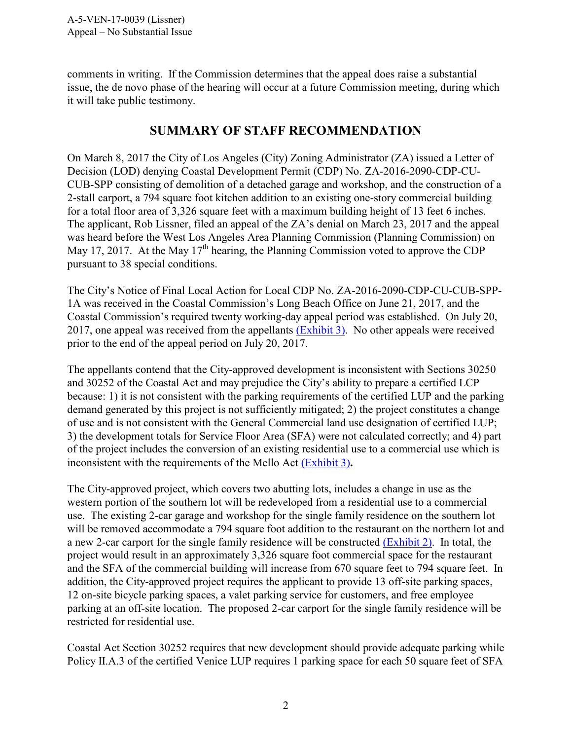comments in writing. If the Commission determines that the appeal does raise a substantial issue, the de novo phase of the hearing will occur at a future Commission meeting, during which it will take public testimony.

## SUMMARY OF STAFF RECOMMENDATION

On March 8, 2017 the City of Los Angeles (City) Zoning Administrator (ZA) issued a Letter of Decision (LOD) denying Coastal Development Permit (CDP) No. ZA-2016-2090-CDP-CU-CUB-SPP consisting of demolition of a detached garage and workshop, and the construction of a 2-stall carport, a 794 square foot kitchen addition to an existing one-story commercial building for a total floor area of 3,326 square feet with a maximum building height of 13 feet 6 inches. The applicant, Rob Lissner, filed an appeal of the ZA's denial on March 23, 2017 and the appeal was heard before the West Los Angeles Area Planning Commission (Planning Commission) on May 17, 2017. At the May 17th hearing, the Planning Commission voted to approve the CDP pursuant to 38 special conditions.

The City's Notice of Final Local Action for Local CDP No. ZA-2016-2090-CDP-CU-CUB-SPP-1A was received in the Coastal Commission's Long Beach Office on June 21, 2017, and the Coastal Commission's required twenty working-day appeal period was established. On July 20, 2017, one appeal was received from the appellants (Exhibit 3). No other appeals were received prior to the end of the appeal period on July 20, 2017.

The appellants contend that the City-approved development is inconsistent with Sections 30250 and 30252 of the Coastal Act and may prejudice the City's ability to prepare a certified LCP because: 1) it is not consistent with the parking requirements of the certified LUP and the parking demand generated by this project is not sufficiently mitigated; 2) the project constitutes a change of use and is not consistent with the General Commercial land use designation of certified LUP; 3) the development totals for Service Floor Area (SFA) were not calculated correctly; and 4) part of the project includes the conversion of an existing residential use to a commercial use which is inconsistent with the requirements of the Mello Act (Exhibit 3)**.**

The City-approved project, which covers two abutting lots, includes a change in use as the western portion of the southern lot will be redeveloped from a residential use to a commercial use. The existing 2-car garage and workshop for the single family residence on the southern lot will be removed accommodate a 794 square foot addition to the restaurant on the northern lot and a new 2-car carport for the single family residence will be constructed (Exhibit 2). In total, the project would result in an approximately 3,326 square foot commercial space for the restaurant and the SFA of the commercial building will increase from 670 square feet to 794 square feet. In addition, the City-approved project requires the applicant to provide 13 off-site parking spaces, 12 on-site bicycle parking spaces, a valet parking service for customers, and free employee parking at an off-site location. The proposed 2-car carport for the single family residence will be restricted for residential use.

Coastal Act Section 30252 requires that new development should provide adequate parking while Policy II.A.3 of the certified Venice LUP requires 1 parking space for each 50 square feet of SFA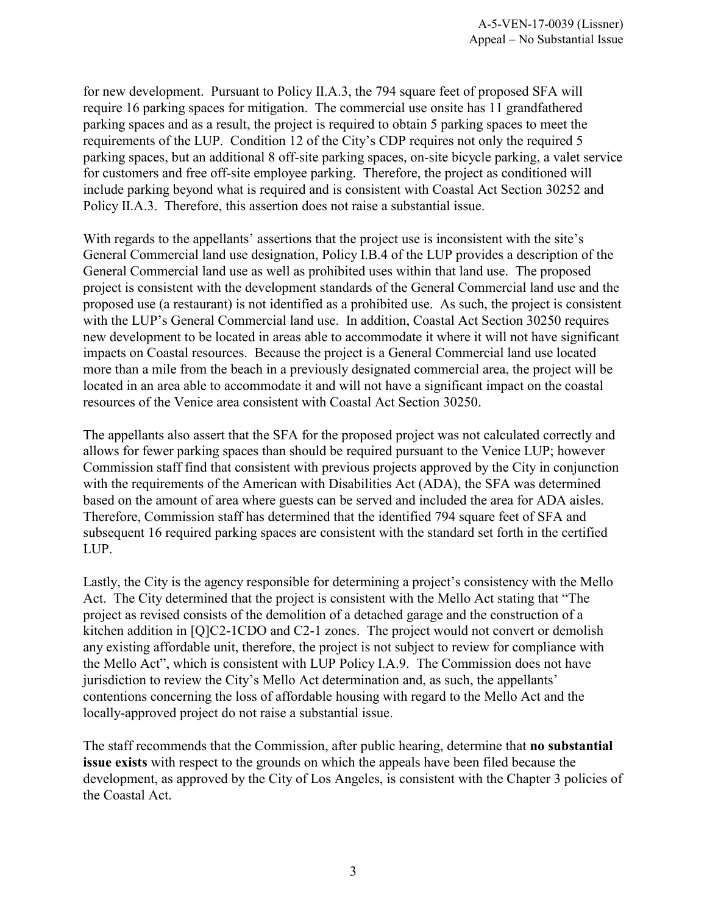for new development. Pursuant to Policy II.A.3, the 794 square feet of proposed SFA will require 16 parking spaces for mitigation. The commercial use onsite has 11 grandfathered parking spaces and as a result, the project is required to obtain 5 parking spaces to meet the requirements of the LUP. Condition 12 of the City's CDP requires not only the required 5 parking spaces, but an additional 8 off-site parking spaces, on-site bicycle parking, a valet service for customers and free off-site employee parking. Therefore, the project as conditioned will include parking beyond what is required and is consistent with Coastal Act Section 30252 and Policy II.A.3. Therefore, this assertion does not raise a substantial issue.

With regards to the appellants' assertions that the project use is inconsistent with the site's General Commercial land use designation, Policy I.B.4 of the LUP provides a description of the General Commercial land use as well as prohibited uses within that land use. The proposed project is consistent with the development standards of the General Commercial land use and the proposed use (a restaurant) is not identified as a prohibited use. As such, the project is consistent with the LUP's General Commercial land use. In addition, Coastal Act Section 30250 requires new development to be located in areas able to accommodate it where it will not have significant impacts on Coastal resources. Because the project is a General Commercial land use located more than a mile from the beach in a previously designated commercial area, the project will be located in an area able to accommodate it and will not have a significant impact on the coastal resources of the Venice area consistent with Coastal Act Section 30250.

The appellants also assert that the SFA for the proposed project was not calculated correctly and allows for fewer parking spaces than should be required pursuant to the Venice LUP; however Commission staff find that consistent with previous projects approved by the City in conjunction with the requirements of the American with Disabilities Act (ADA), the SFA was determined based on the amount of area where guests can be served and included the area for ADA aisles. Therefore, Commission staff has determined that the identified 794 square feet of SFA and subsequent 16 required parking spaces are consistent with the standard set forth in the certified LUP.

Lastly, the City is the agency responsible for determining a project's consistency with the Mello Act. The City determined that the project is consistent with the Mello Act stating that "The project as revised consists of the demolition of a detached garage and the construction of a kitchen addition in [Q]C2-1CDO and C2-1 zones. The project would not convert or demolish any existing affordable unit, therefore, the project is not subject to review for compliance with the Mello Act", which is consistent with LUP Policy I.A.9. The Commission does not have jurisdiction to review the City's Mello Act determination and, as such, the appellants' contentions concerning the loss of affordable housing with regard to the Mello Act and the locally-approved project do not raise a substantial issue.

The staff recommends that the Commission, after public hearing, determine that **no substantial issue exists** with respect to the grounds on which the appeals have been filed because the development, as approved by the City of Los Angeles, is consistent with the Chapter 3 policies of the Coastal Act.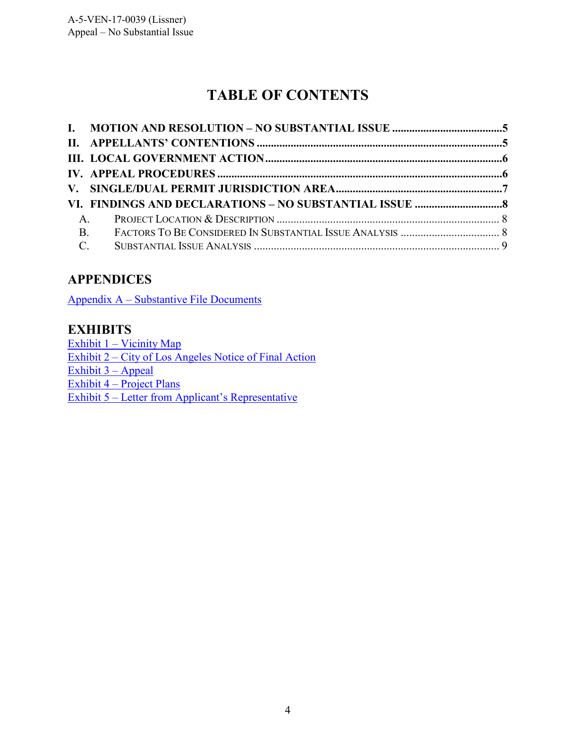# TABLE OF CONTENTS

**I. MOTION AND RESOLUTION – NO SUBSTANTIAL ISSUE ....................................... 5**
**II. APPELLANTS' CONTENTIONS ....................................................................................... 5**
**III. LOCAL GOVERNMENT ACTION ................................................................................... 6**
**IV. APPEAL PROCEDURES ................................................................................................... 6**
**V. SINGLE/DUAL PERMIT JURISDICTION AREA .......................................................... 7**
**VI. FINDINGS AND DECLARATIONS – NO SUBSTANTIAL ISSUE ............................... 8**

- A. PROJECT LOCATION & DESCRIPTION ............................................................................... 8
- B. FACTORS TO BE CONSIDERED IN SUBSTANTIAL ISSUE ANALYSIS ................................... 8
- C. SUBSTANTIAL ISSUE ANALYSIS ....................................................................................... 9

## APPENDICES

Appendix A – Substantive File Documents

## EXHIBITS

Exhibit 1 – Vicinity Map
Exhibit 2 – City of Los Angeles Notice of Final Action
Exhibit 3 – Appeal
Exhibit 4 – Project Plans
Exhibit 5 – Letter from Applicant's Representative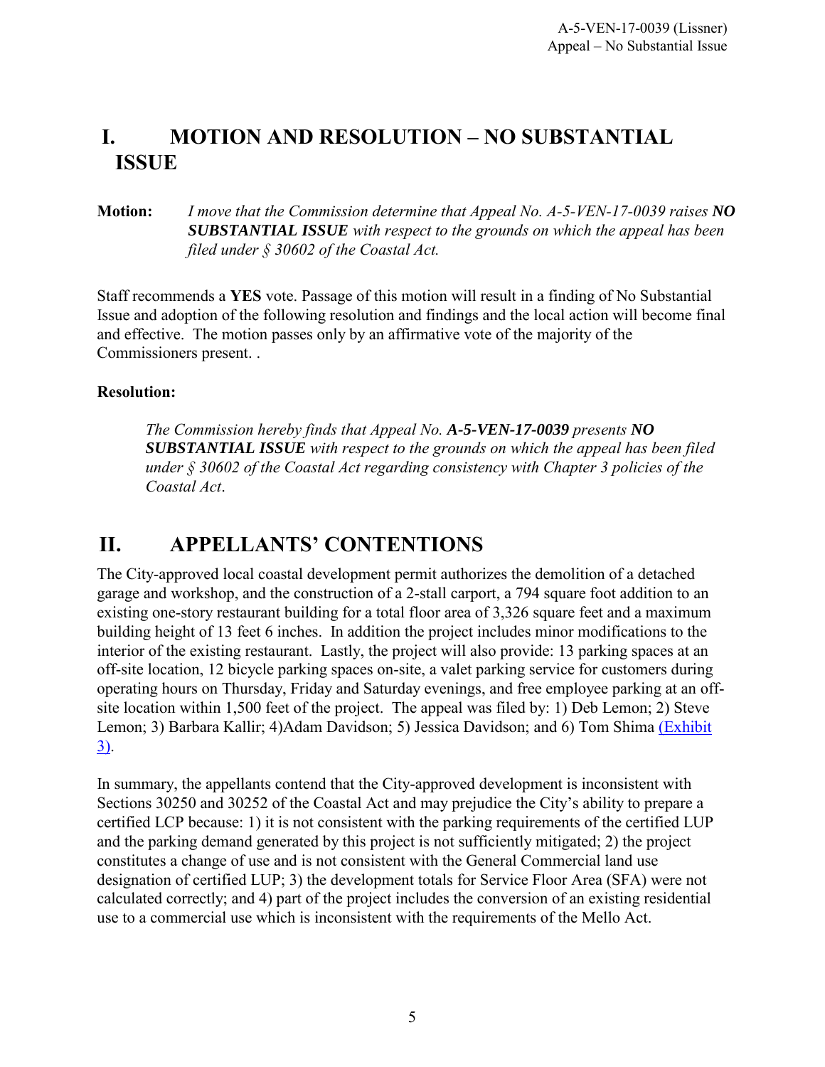# I. MOTION AND RESOLUTION – NO SUBSTANTIAL ISSUE

**Motion:** *I move that the Commission determine that Appeal No. A-5-VEN-17-0039 raises **NO SUBSTANTIAL ISSUE** with respect to the grounds on which the appeal has been filed under § 30602 of the Coastal Act.*

Staff recommends a **YES** vote. Passage of this motion will result in a finding of No Substantial Issue and adoption of the following resolution and findings and the local action will become final and effective. The motion passes only by an affirmative vote of the majority of the Commissioners present. .

**Resolution:**

> *The Commission hereby finds that Appeal No. **A-5-VEN-17-0039** presents **NO SUBSTANTIAL ISSUE** with respect to the grounds on which the appeal has been filed under § 30602 of the Coastal Act regarding consistency with Chapter 3 policies of the Coastal Act*.

# II. APPELLANTS' CONTENTIONS

The City-approved local coastal development permit authorizes the demolition of a detached garage and workshop, and the construction of a 2-stall carport, a 794 square foot addition to an existing one-story restaurant building for a total floor area of 3,326 square feet and a maximum building height of 13 feet 6 inches. In addition the project includes minor modifications to the interior of the existing restaurant. Lastly, the project will also provide: 13 parking spaces at an off-site location, 12 bicycle parking spaces on-site, a valet parking service for customers during operating hours on Thursday, Friday and Saturday evenings, and free employee parking at an off-site location within 1,500 feet of the project. The appeal was filed by: 1) Deb Lemon; 2) Steve Lemon; 3) Barbara Kallir; 4)Adam Davidson; 5) Jessica Davidson; and 6) Tom Shima (Exhibit 3).

In summary, the appellants contend that the City-approved development is inconsistent with Sections 30250 and 30252 of the Coastal Act and may prejudice the City's ability to prepare a certified LCP because: 1) it is not consistent with the parking requirements of the certified LUP and the parking demand generated by this project is not sufficiently mitigated; 2) the project constitutes a change of use and is not consistent with the General Commercial land use designation of certified LUP; 3) the development totals for Service Floor Area (SFA) were not calculated correctly; and 4) part of the project includes the conversion of an existing residential use to a commercial use which is inconsistent with the requirements of the Mello Act.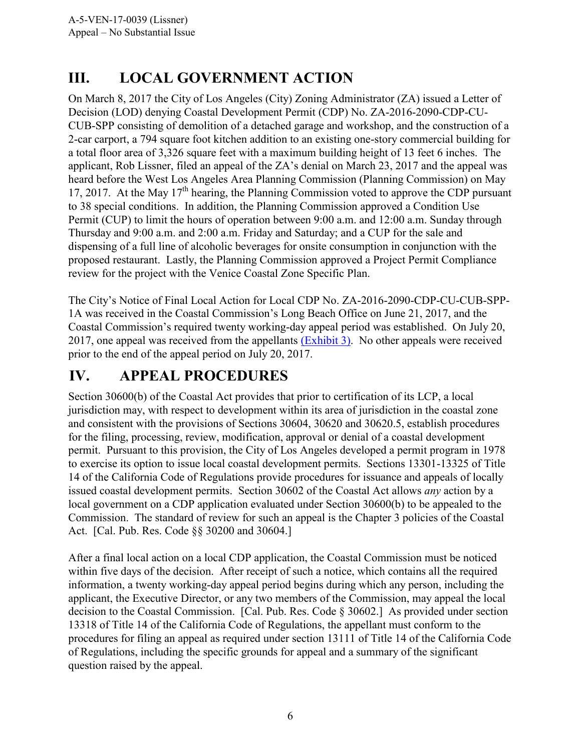# III. LOCAL GOVERNMENT ACTION

On March 8, 2017 the City of Los Angeles (City) Zoning Administrator (ZA) issued a Letter of Decision (LOD) denying Coastal Development Permit (CDP) No. ZA-2016-2090-CDP-CU-CUB-SPP consisting of demolition of a detached garage and workshop, and the construction of a 2-car carport, a 794 square foot kitchen addition to an existing one-story commercial building for a total floor area of 3,326 square feet with a maximum building height of 13 feet 6 inches. The applicant, Rob Lissner, filed an appeal of the ZA's denial on March 23, 2017 and the appeal was heard before the West Los Angeles Area Planning Commission (Planning Commission) on May 17, 2017. At the May 17th hearing, the Planning Commission voted to approve the CDP pursuant to 38 special conditions. In addition, the Planning Commission approved a Condition Use Permit (CUP) to limit the hours of operation between 9:00 a.m. and 12:00 a.m. Sunday through Thursday and 9:00 a.m. and 2:00 a.m. Friday and Saturday; and a CUP for the sale and dispensing of a full line of alcoholic beverages for onsite consumption in conjunction with the proposed restaurant. Lastly, the Planning Commission approved a Project Permit Compliance review for the project with the Venice Coastal Zone Specific Plan.

The City's Notice of Final Local Action for Local CDP No. ZA-2016-2090-CDP-CU-CUB-SPP-1A was received in the Coastal Commission's Long Beach Office on June 21, 2017, and the Coastal Commission's required twenty working-day appeal period was established. On July 20, 2017, one appeal was received from the appellants (Exhibit 3). No other appeals were received prior to the end of the appeal period on July 20, 2017.

# IV. APPEAL PROCEDURES

Section 30600(b) of the Coastal Act provides that prior to certification of its LCP, a local jurisdiction may, with respect to development within its area of jurisdiction in the coastal zone and consistent with the provisions of Sections 30604, 30620 and 30620.5, establish procedures for the filing, processing, review, modification, approval or denial of a coastal development permit. Pursuant to this provision, the City of Los Angeles developed a permit program in 1978 to exercise its option to issue local coastal development permits. Sections 13301-13325 of Title 14 of the California Code of Regulations provide procedures for issuance and appeals of locally issued coastal development permits. Section 30602 of the Coastal Act allows *any* action by a local government on a CDP application evaluated under Section 30600(b) to be appealed to the Commission. The standard of review for such an appeal is the Chapter 3 policies of the Coastal Act. [Cal. Pub. Res. Code §§ 30200 and 30604.]

After a final local action on a local CDP application, the Coastal Commission must be noticed within five days of the decision. After receipt of such a notice, which contains all the required information, a twenty working-day appeal period begins during which any person, including the applicant, the Executive Director, or any two members of the Commission, may appeal the local decision to the Coastal Commission. [Cal. Pub. Res. Code § 30602.] As provided under section 13318 of Title 14 of the California Code of Regulations, the appellant must conform to the procedures for filing an appeal as required under section 13111 of Title 14 of the California Code of Regulations, including the specific grounds for appeal and a summary of the significant question raised by the appeal.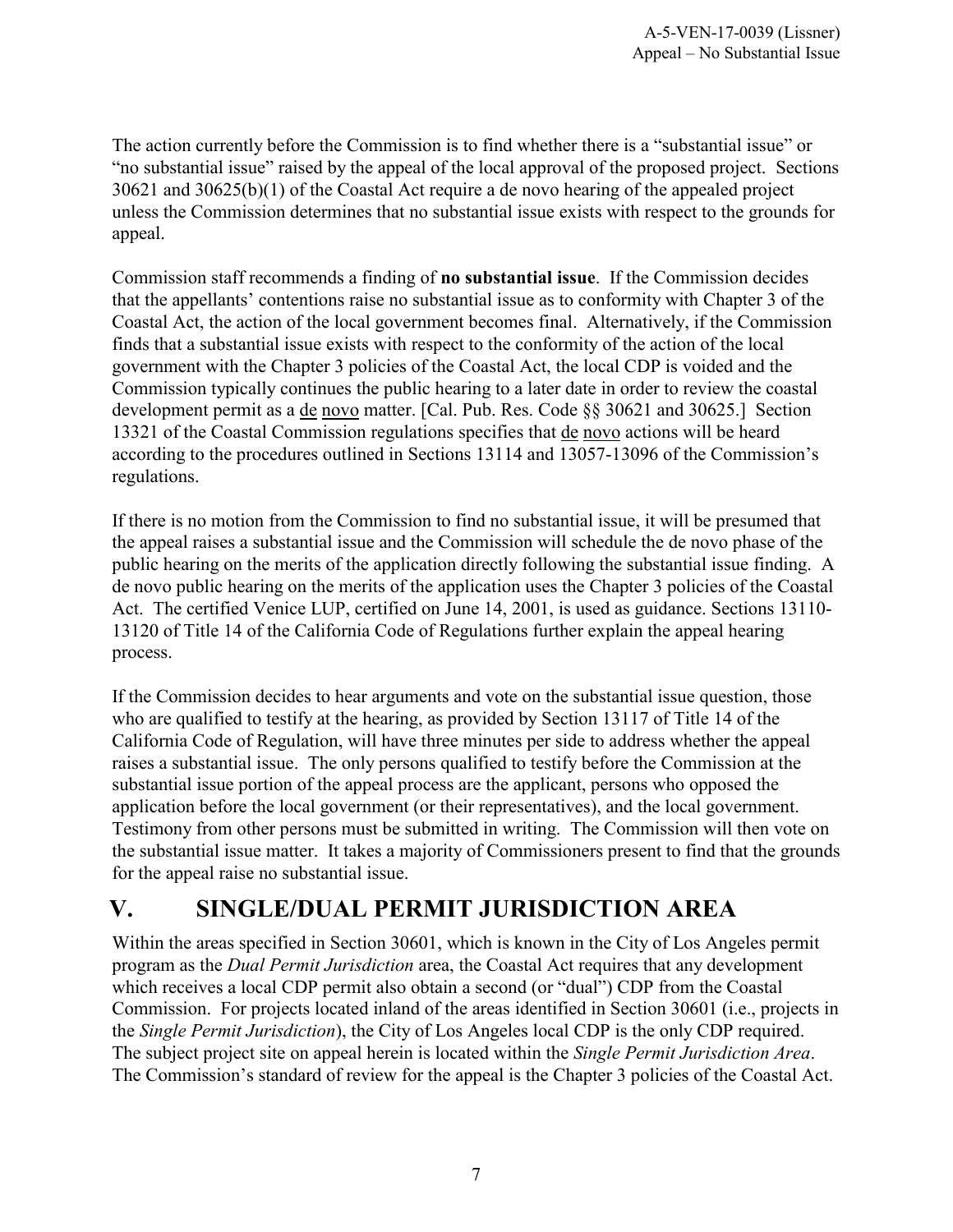The action currently before the Commission is to find whether there is a "substantial issue" or "no substantial issue" raised by the appeal of the local approval of the proposed project. Sections 30621 and 30625(b)(1) of the Coastal Act require a de novo hearing of the appealed project unless the Commission determines that no substantial issue exists with respect to the grounds for appeal.

Commission staff recommends a finding of **no substantial issue**. If the Commission decides that the appellants' contentions raise no substantial issue as to conformity with Chapter 3 of the Coastal Act, the action of the local government becomes final. Alternatively, if the Commission finds that a substantial issue exists with respect to the conformity of the action of the local government with the Chapter 3 policies of the Coastal Act, the local CDP is voided and the Commission typically continues the public hearing to a later date in order to review the coastal development permit as a de novo matter. [Cal. Pub. Res. Code §§ 30621 and 30625.] Section 13321 of the Coastal Commission regulations specifies that de novo actions will be heard according to the procedures outlined in Sections 13114 and 13057-13096 of the Commission's regulations.

If there is no motion from the Commission to find no substantial issue, it will be presumed that the appeal raises a substantial issue and the Commission will schedule the de novo phase of the public hearing on the merits of the application directly following the substantial issue finding. A de novo public hearing on the merits of the application uses the Chapter 3 policies of the Coastal Act. The certified Venice LUP, certified on June 14, 2001, is used as guidance. Sections 13110-13120 of Title 14 of the California Code of Regulations further explain the appeal hearing process.

If the Commission decides to hear arguments and vote on the substantial issue question, those who are qualified to testify at the hearing, as provided by Section 13117 of Title 14 of the California Code of Regulation, will have three minutes per side to address whether the appeal raises a substantial issue. The only persons qualified to testify before the Commission at the substantial issue portion of the appeal process are the applicant, persons who opposed the application before the local government (or their representatives), and the local government. Testimony from other persons must be submitted in writing. The Commission will then vote on the substantial issue matter. It takes a majority of Commissioners present to find that the grounds for the appeal raise no substantial issue.

## V. SINGLE/DUAL PERMIT JURISDICTION AREA

Within the areas specified in Section 30601, which is known in the City of Los Angeles permit program as the *Dual Permit Jurisdiction* area, the Coastal Act requires that any development which receives a local CDP permit also obtain a second (or "dual") CDP from the Coastal Commission. For projects located inland of the areas identified in Section 30601 (i.e., projects in the *Single Permit Jurisdiction*), the City of Los Angeles local CDP is the only CDP required. The subject project site on appeal herein is located within the *Single Permit Jurisdiction Area*. The Commission's standard of review for the appeal is the Chapter 3 policies of the Coastal Act.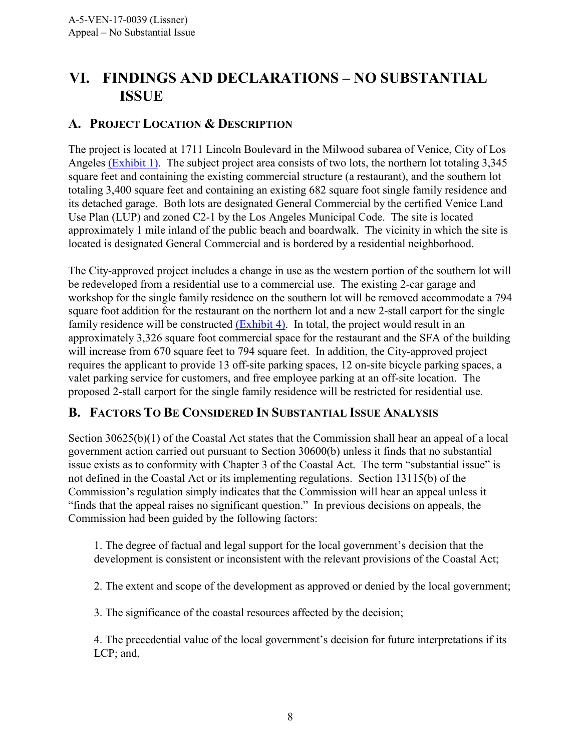# VI. FINDINGS AND DECLARATIONS – NO SUBSTANTIAL ISSUE

## A. Project Location & Description

The project is located at 1711 Lincoln Boulevard in the Milwood subarea of Venice, City of Los Angeles (Exhibit 1). The subject project area consists of two lots, the northern lot totaling 3,345 square feet and containing the existing commercial structure (a restaurant), and the southern lot totaling 3,400 square feet and containing an existing 682 square foot single family residence and its detached garage. Both lots are designated General Commercial by the certified Venice Land Use Plan (LUP) and zoned C2-1 by the Los Angeles Municipal Code. The site is located approximately 1 mile inland of the public beach and boardwalk. The vicinity in which the site is located is designated General Commercial and is bordered by a residential neighborhood.

The City-approved project includes a change in use as the western portion of the southern lot will be redeveloped from a residential use to a commercial use. The existing 2-car garage and workshop for the single family residence on the southern lot will be removed accommodate a 794 square foot addition for the restaurant on the northern lot and a new 2-stall carport for the single family residence will be constructed (Exhibit 4). In total, the project would result in an approximately 3,326 square foot commercial space for the restaurant and the SFA of the building will increase from 670 square feet to 794 square feet. In addition, the City-approved project requires the applicant to provide 13 off-site parking spaces, 12 on-site bicycle parking spaces, a valet parking service for customers, and free employee parking at an off-site location. The proposed 2-stall carport for the single family residence will be restricted for residential use.

## B. Factors To Be Considered In Substantial Issue Analysis

Section 30625(b)(1) of the Coastal Act states that the Commission shall hear an appeal of a local government action carried out pursuant to Section 30600(b) unless it finds that no substantial issue exists as to conformity with Chapter 3 of the Coastal Act. The term "substantial issue" is not defined in the Coastal Act or its implementing regulations. Section 13115(b) of the Commission's regulation simply indicates that the Commission will hear an appeal unless it "finds that the appeal raises no significant question." In previous decisions on appeals, the Commission had been guided by the following factors:

1. The degree of factual and legal support for the local government's decision that the development is consistent or inconsistent with the relevant provisions of the Coastal Act;

2. The extent and scope of the development as approved or denied by the local government;

3. The significance of the coastal resources affected by the decision;

4. The precedential value of the local government's decision for future interpretations if its LCP; and,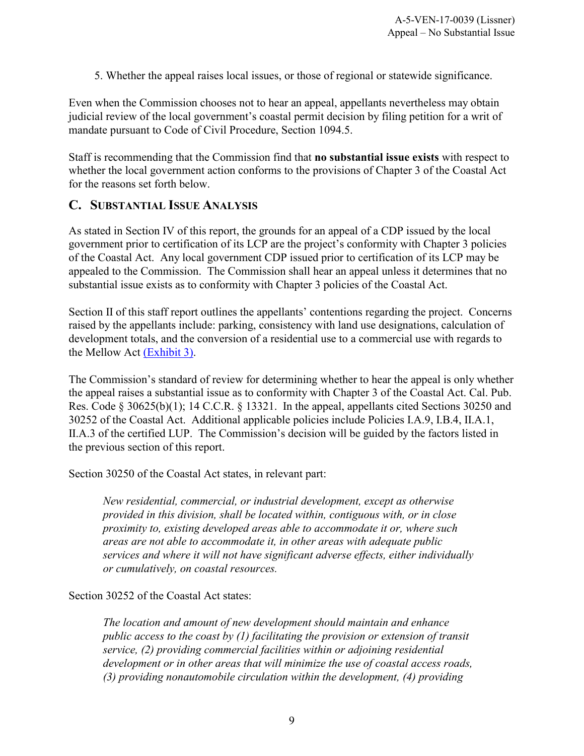5. Whether the appeal raises local issues, or those of regional or statewide significance.

Even when the Commission chooses not to hear an appeal, appellants nevertheless may obtain judicial review of the local government's coastal permit decision by filing petition for a writ of mandate pursuant to Code of Civil Procedure, Section 1094.5.

Staff is recommending that the Commission find that **no substantial issue exists** with respect to whether the local government action conforms to the provisions of Chapter 3 of the Coastal Act for the reasons set forth below.

## C. SUBSTANTIAL ISSUE ANALYSIS

As stated in Section IV of this report, the grounds for an appeal of a CDP issued by the local government prior to certification of its LCP are the project's conformity with Chapter 3 policies of the Coastal Act. Any local government CDP issued prior to certification of its LCP may be appealed to the Commission. The Commission shall hear an appeal unless it determines that no substantial issue exists as to conformity with Chapter 3 policies of the Coastal Act.

Section II of this staff report outlines the appellants' contentions regarding the project. Concerns raised by the appellants include: parking, consistency with land use designations, calculation of development totals, and the conversion of a residential use to a commercial use with regards to the Mellow Act (Exhibit 3).

The Commission's standard of review for determining whether to hear the appeal is only whether the appeal raises a substantial issue as to conformity with Chapter 3 of the Coastal Act. Cal. Pub. Res. Code § 30625(b)(1); 14 C.C.R. § 13321. In the appeal, appellants cited Sections 30250 and 30252 of the Coastal Act. Additional applicable policies include Policies I.A.9, I.B.4, II.A.1, II.A.3 of the certified LUP. The Commission's decision will be guided by the factors listed in the previous section of this report.

Section 30250 of the Coastal Act states, in relevant part:

> *New residential, commercial, or industrial development, except as otherwise provided in this division, shall be located within, contiguous with, or in close proximity to, existing developed areas able to accommodate it or, where such areas are not able to accommodate it, in other areas with adequate public services and where it will not have significant adverse effects, either individually or cumulatively, on coastal resources.*

Section 30252 of the Coastal Act states:

> *The location and amount of new development should maintain and enhance public access to the coast by (1) facilitating the provision or extension of transit service, (2) providing commercial facilities within or adjoining residential development or in other areas that will minimize the use of coastal access roads, (3) providing nonautomobile circulation within the development, (4) providing*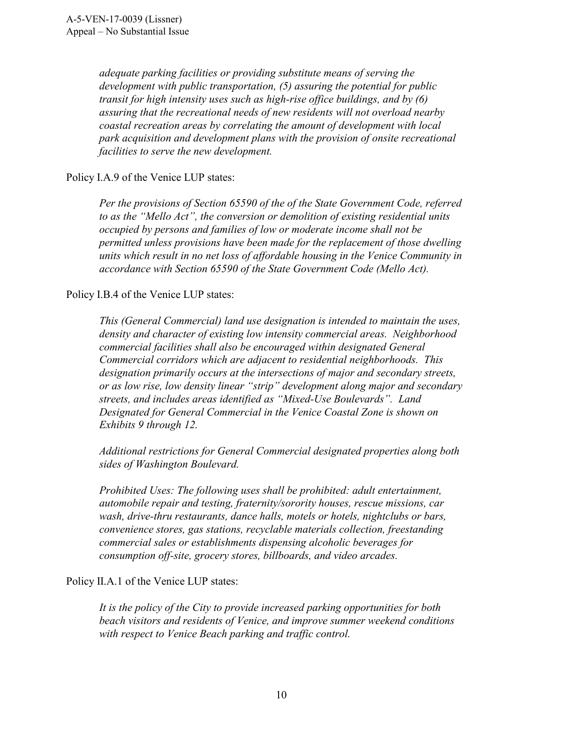*adequate parking facilities or providing substitute means of serving the development with public transportation, (5) assuring the potential for public transit for high intensity uses such as high-rise office buildings, and by (6) assuring that the recreational needs of new residents will not overload nearby coastal recreation areas by correlating the amount of development with local park acquisition and development plans with the provision of onsite recreational facilities to serve the new development.*

Policy I.A.9 of the Venice LUP states:

> *Per the provisions of Section 65590 of the of the State Government Code, referred to as the "Mello Act", the conversion or demolition of existing residential units occupied by persons and families of low or moderate income shall not be permitted unless provisions have been made for the replacement of those dwelling units which result in no net loss of affordable housing in the Venice Community in accordance with Section 65590 of the State Government Code (Mello Act).*

Policy I.B.4 of the Venice LUP states:

> *This (General Commercial) land use designation is intended to maintain the uses, density and character of existing low intensity commercial areas. Neighborhood commercial facilities shall also be encouraged within designated General Commercial corridors which are adjacent to residential neighborhoods. This designation primarily occurs at the intersections of major and secondary streets, or as low rise, low density linear "strip" development along major and secondary streets, and includes areas identified as "Mixed-Use Boulevards". Land Designated for General Commercial in the Venice Coastal Zone is shown on Exhibits 9 through 12.*
>
> *Additional restrictions for General Commercial designated properties along both sides of Washington Boulevard.*
>
> *Prohibited Uses: The following uses shall be prohibited: adult entertainment, automobile repair and testing, fraternity/sorority houses, rescue missions, car wash, drive-thru restaurants, dance halls, motels or hotels, nightclubs or bars, convenience stores, gas stations, recyclable materials collection, freestanding commercial sales or establishments dispensing alcoholic beverages for consumption off-site, grocery stores, billboards, and video arcades.*

Policy II.A.1 of the Venice LUP states:

> *It is the policy of the City to provide increased parking opportunities for both beach visitors and residents of Venice, and improve summer weekend conditions with respect to Venice Beach parking and traffic control.*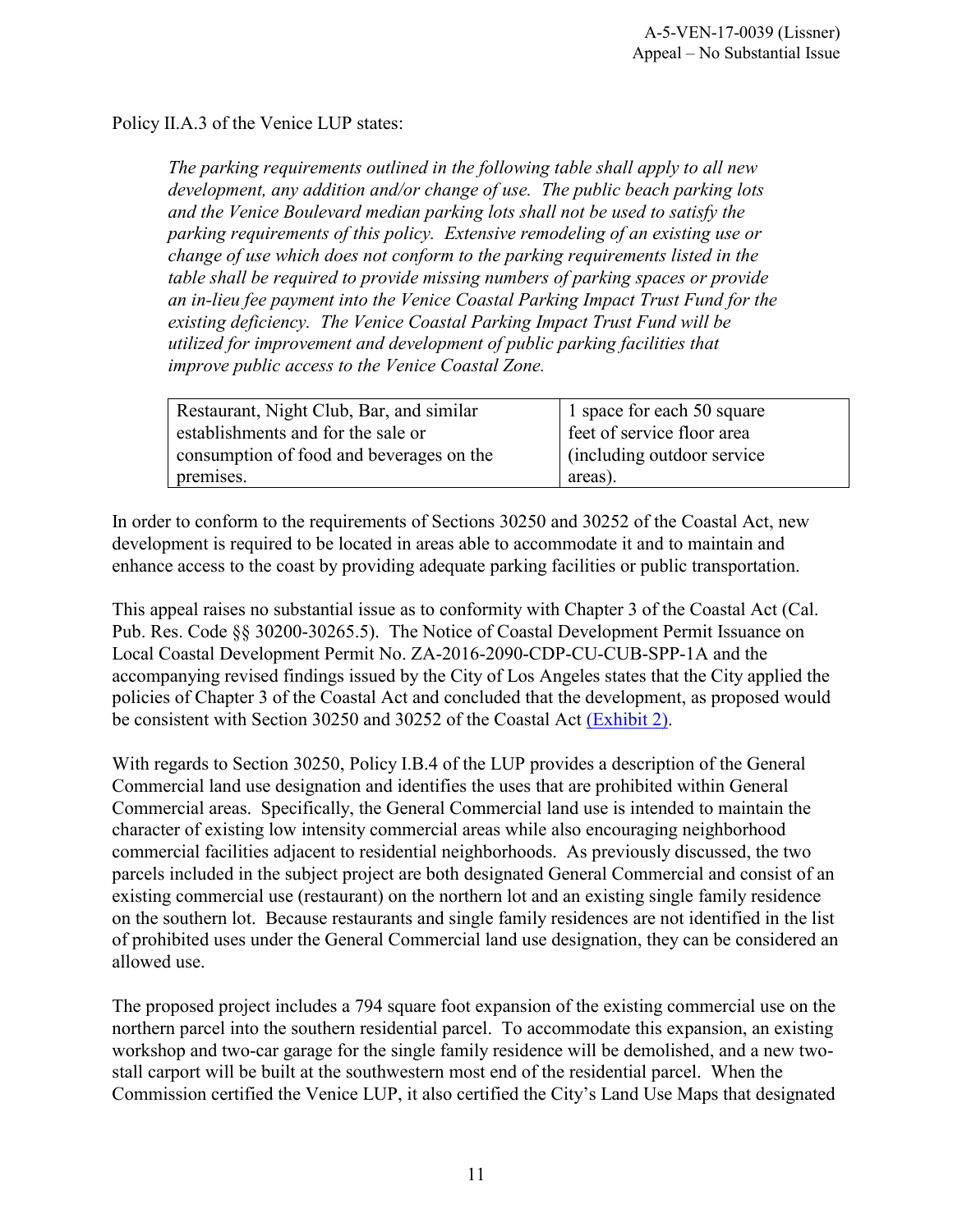Policy II.A.3 of the Venice LUP states:

> *The parking requirements outlined in the following table shall apply to all new development, any addition and/or change of use. The public beach parking lots and the Venice Boulevard median parking lots shall not be used to satisfy the parking requirements of this policy. Extensive remodeling of an existing use or change of use which does not conform to the parking requirements listed in the table shall be required to provide missing numbers of parking spaces or provide an in-lieu fee payment into the Venice Coastal Parking Impact Trust Fund for the existing deficiency. The Venice Coastal Parking Impact Trust Fund will be utilized for improvement and development of public parking facilities that improve public access to the Venice Coastal Zone.*

| Restaurant, Night Club, Bar, and similar establishments and for the sale or consumption of food and beverages on the premises. | 1 space for each 50 square feet of service floor area (including outdoor service areas). |
|---|---|

In order to conform to the requirements of Sections 30250 and 30252 of the Coastal Act, new development is required to be located in areas able to accommodate it and to maintain and enhance access to the coast by providing adequate parking facilities or public transportation.

This appeal raises no substantial issue as to conformity with Chapter 3 of the Coastal Act (Cal. Pub. Res. Code §§ 30200-30265.5). The Notice of Coastal Development Permit Issuance on Local Coastal Development Permit No. ZA-2016-2090-CDP-CU-CUB-SPP-1A and the accompanying revised findings issued by the City of Los Angeles states that the City applied the policies of Chapter 3 of the Coastal Act and concluded that the development, as proposed would be consistent with Section 30250 and 30252 of the Coastal Act (Exhibit 2).

With regards to Section 30250, Policy I.B.4 of the LUP provides a description of the General Commercial land use designation and identifies the uses that are prohibited within General Commercial areas. Specifically, the General Commercial land use is intended to maintain the character of existing low intensity commercial areas while also encouraging neighborhood commercial facilities adjacent to residential neighborhoods. As previously discussed, the two parcels included in the subject project are both designated General Commercial and consist of an existing commercial use (restaurant) on the northern lot and an existing single family residence on the southern lot. Because restaurants and single family residences are not identified in the list of prohibited uses under the General Commercial land use designation, they can be considered an allowed use.

The proposed project includes a 794 square foot expansion of the existing commercial use on the northern parcel into the southern residential parcel. To accommodate this expansion, an existing workshop and two-car garage for the single family residence will be demolished, and a new two-stall carport will be built at the southwestern most end of the residential parcel. When the Commission certified the Venice LUP, it also certified the City's Land Use Maps that designated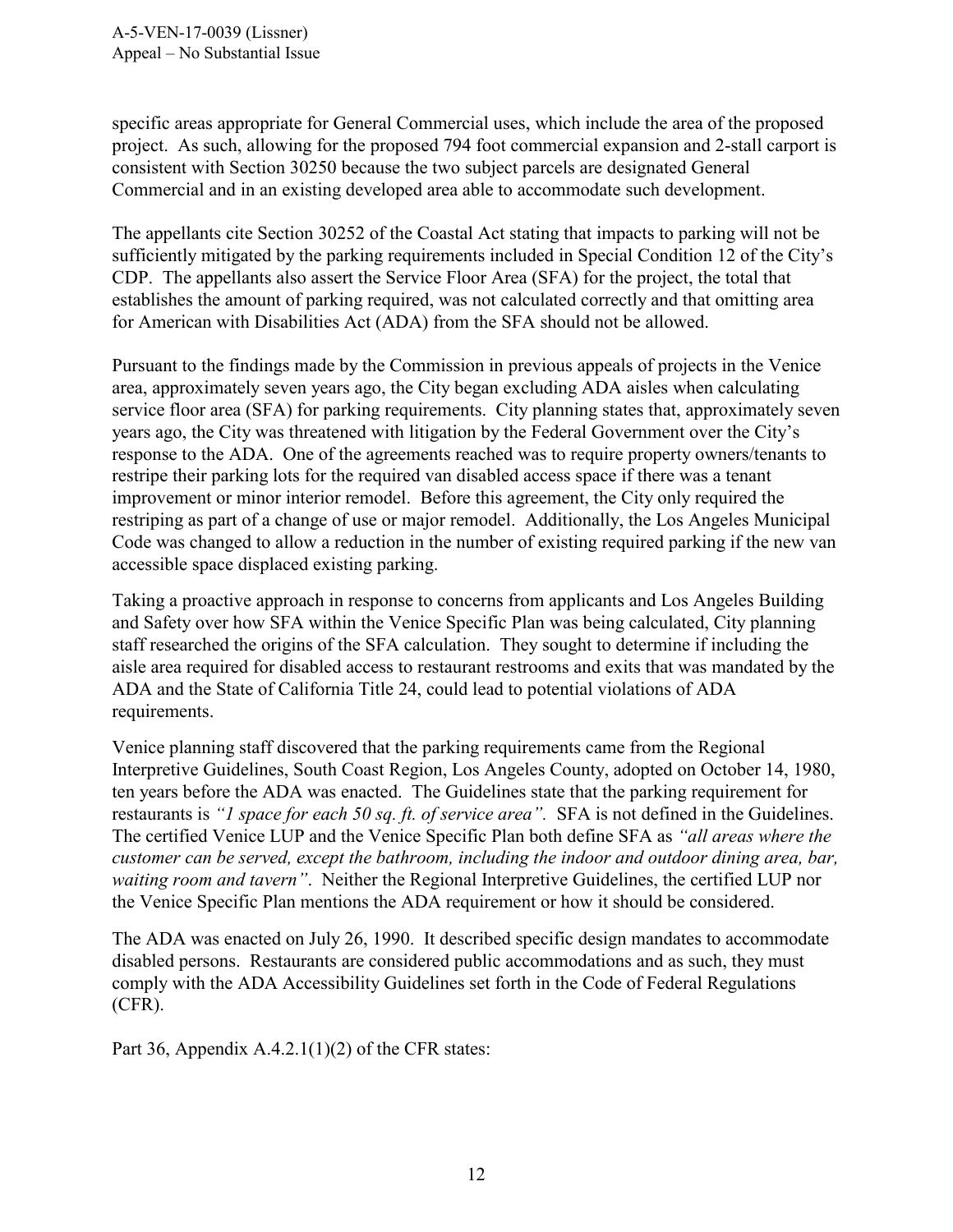specific areas appropriate for General Commercial uses, which include the area of the proposed project. As such, allowing for the proposed 794 foot commercial expansion and 2-stall carport is consistent with Section 30250 because the two subject parcels are designated General Commercial and in an existing developed area able to accommodate such development.

The appellants cite Section 30252 of the Coastal Act stating that impacts to parking will not be sufficiently mitigated by the parking requirements included in Special Condition 12 of the City's CDP. The appellants also assert the Service Floor Area (SFA) for the project, the total that establishes the amount of parking required, was not calculated correctly and that omitting area for American with Disabilities Act (ADA) from the SFA should not be allowed.

Pursuant to the findings made by the Commission in previous appeals of projects in the Venice area, approximately seven years ago, the City began excluding ADA aisles when calculating service floor area (SFA) for parking requirements. City planning states that, approximately seven years ago, the City was threatened with litigation by the Federal Government over the City's response to the ADA. One of the agreements reached was to require property owners/tenants to restripe their parking lots for the required van disabled access space if there was a tenant improvement or minor interior remodel. Before this agreement, the City only required the restriping as part of a change of use or major remodel. Additionally, the Los Angeles Municipal Code was changed to allow a reduction in the number of existing required parking if the new van accessible space displaced existing parking.

Taking a proactive approach in response to concerns from applicants and Los Angeles Building and Safety over how SFA within the Venice Specific Plan was being calculated, City planning staff researched the origins of the SFA calculation. They sought to determine if including the aisle area required for disabled access to restaurant restrooms and exits that was mandated by the ADA and the State of California Title 24, could lead to potential violations of ADA requirements.

Venice planning staff discovered that the parking requirements came from the Regional Interpretive Guidelines, South Coast Region, Los Angeles County, adopted on October 14, 1980, ten years before the ADA was enacted. The Guidelines state that the parking requirement for restaurants is *"1 space for each 50 sq. ft. of service area".* SFA is not defined in the Guidelines. The certified Venice LUP and the Venice Specific Plan both define SFA as *"all areas where the customer can be served, except the bathroom, including the indoor and outdoor dining area, bar, waiting room and tavern"*. Neither the Regional Interpretive Guidelines, the certified LUP nor the Venice Specific Plan mentions the ADA requirement or how it should be considered.

The ADA was enacted on July 26, 1990. It described specific design mandates to accommodate disabled persons. Restaurants are considered public accommodations and as such, they must comply with the ADA Accessibility Guidelines set forth in the Code of Federal Regulations (CFR).

Part 36, Appendix A.4.2.1(1)(2) of the CFR states: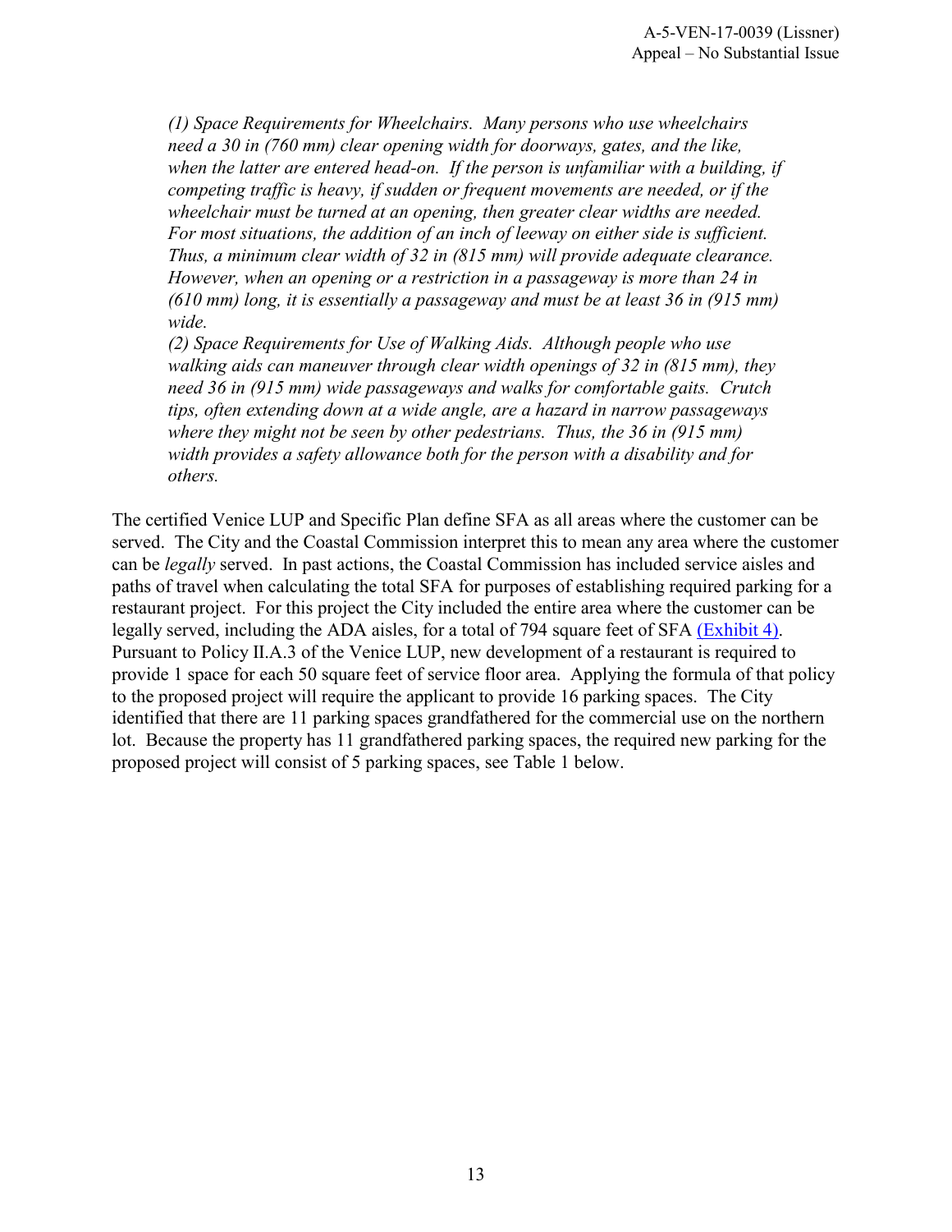*(1) Space Requirements for Wheelchairs. Many persons who use wheelchairs need a 30 in (760 mm) clear opening width for doorways, gates, and the like, when the latter are entered head-on. If the person is unfamiliar with a building, if competing traffic is heavy, if sudden or frequent movements are needed, or if the wheelchair must be turned at an opening, then greater clear widths are needed. For most situations, the addition of an inch of leeway on either side is sufficient. Thus, a minimum clear width of 32 in (815 mm) will provide adequate clearance. However, when an opening or a restriction in a passageway is more than 24 in (610 mm) long, it is essentially a passageway and must be at least 36 in (915 mm) wide.*

*(2) Space Requirements for Use of Walking Aids. Although people who use walking aids can maneuver through clear width openings of 32 in (815 mm), they need 36 in (915 mm) wide passageways and walks for comfortable gaits. Crutch tips, often extending down at a wide angle, are a hazard in narrow passageways where they might not be seen by other pedestrians. Thus, the 36 in (915 mm) width provides a safety allowance both for the person with a disability and for others.*

The certified Venice LUP and Specific Plan define SFA as all areas where the customer can be served. The City and the Coastal Commission interpret this to mean any area where the customer can be *legally* served. In past actions, the Coastal Commission has included service aisles and paths of travel when calculating the total SFA for purposes of establishing required parking for a restaurant project. For this project the City included the entire area where the customer can be legally served, including the ADA aisles, for a total of 794 square feet of SFA (Exhibit 4). Pursuant to Policy II.A.3 of the Venice LUP, new development of a restaurant is required to provide 1 space for each 50 square feet of service floor area. Applying the formula of that policy to the proposed project will require the applicant to provide 16 parking spaces. The City identified that there are 11 parking spaces grandfathered for the commercial use on the northern lot. Because the property has 11 grandfathered parking spaces, the required new parking for the proposed project will consist of 5 parking spaces, see Table 1 below.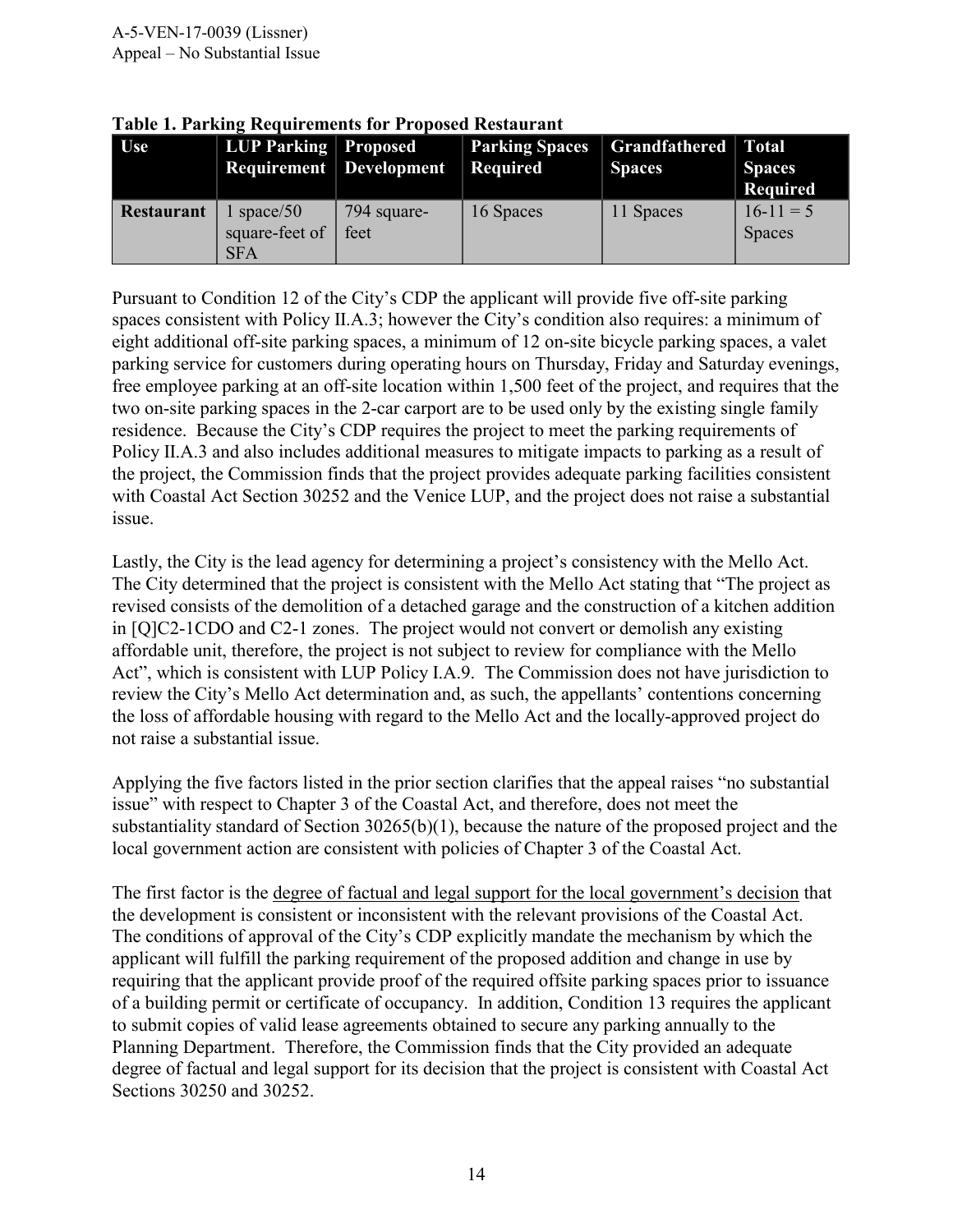**Table 1. Parking Requirements for Proposed Restaurant**

| Use | LUP Parking Requirement | Proposed Development | Parking Spaces Required | Grandfathered Spaces | Total Spaces Required |
|---|---|---|---|---|---|
| **Restaurant** | 1 space/50 square-feet of SFA | 794 square-feet | 16 Spaces | 11 Spaces | 16-11 = 5 Spaces |

Pursuant to Condition 12 of the City's CDP the applicant will provide five off-site parking spaces consistent with Policy II.A.3; however the City's condition also requires: a minimum of eight additional off-site parking spaces, a minimum of 12 on-site bicycle parking spaces, a valet parking service for customers during operating hours on Thursday, Friday and Saturday evenings, free employee parking at an off-site location within 1,500 feet of the project, and requires that the two on-site parking spaces in the 2-car carport are to be used only by the existing single family residence. Because the City's CDP requires the project to meet the parking requirements of Policy II.A.3 and also includes additional measures to mitigate impacts to parking as a result of the project, the Commission finds that the project provides adequate parking facilities consistent with Coastal Act Section 30252 and the Venice LUP, and the project does not raise a substantial issue.

Lastly, the City is the lead agency for determining a project's consistency with the Mello Act. The City determined that the project is consistent with the Mello Act stating that "The project as revised consists of the demolition of a detached garage and the construction of a kitchen addition in [Q]C2-1CDO and C2-1 zones. The project would not convert or demolish any existing affordable unit, therefore, the project is not subject to review for compliance with the Mello Act", which is consistent with LUP Policy I.A.9. The Commission does not have jurisdiction to review the City's Mello Act determination and, as such, the appellants' contentions concerning the loss of affordable housing with regard to the Mello Act and the locally-approved project do not raise a substantial issue.

Applying the five factors listed in the prior section clarifies that the appeal raises "no substantial issue" with respect to Chapter 3 of the Coastal Act, and therefore, does not meet the substantiality standard of Section 30265(b)(1), because the nature of the proposed project and the local government action are consistent with policies of Chapter 3 of the Coastal Act.

The first factor is the <u>degree of factual and legal support for the local government's decision</u> that the development is consistent or inconsistent with the relevant provisions of the Coastal Act. The conditions of approval of the City's CDP explicitly mandate the mechanism by which the applicant will fulfill the parking requirement of the proposed addition and change in use by requiring that the applicant provide proof of the required offsite parking spaces prior to issuance of a building permit or certificate of occupancy. In addition, Condition 13 requires the applicant to submit copies of valid lease agreements obtained to secure any parking annually to the Planning Department. Therefore, the Commission finds that the City provided an adequate degree of factual and legal support for its decision that the project is consistent with Coastal Act Sections 30250 and 30252.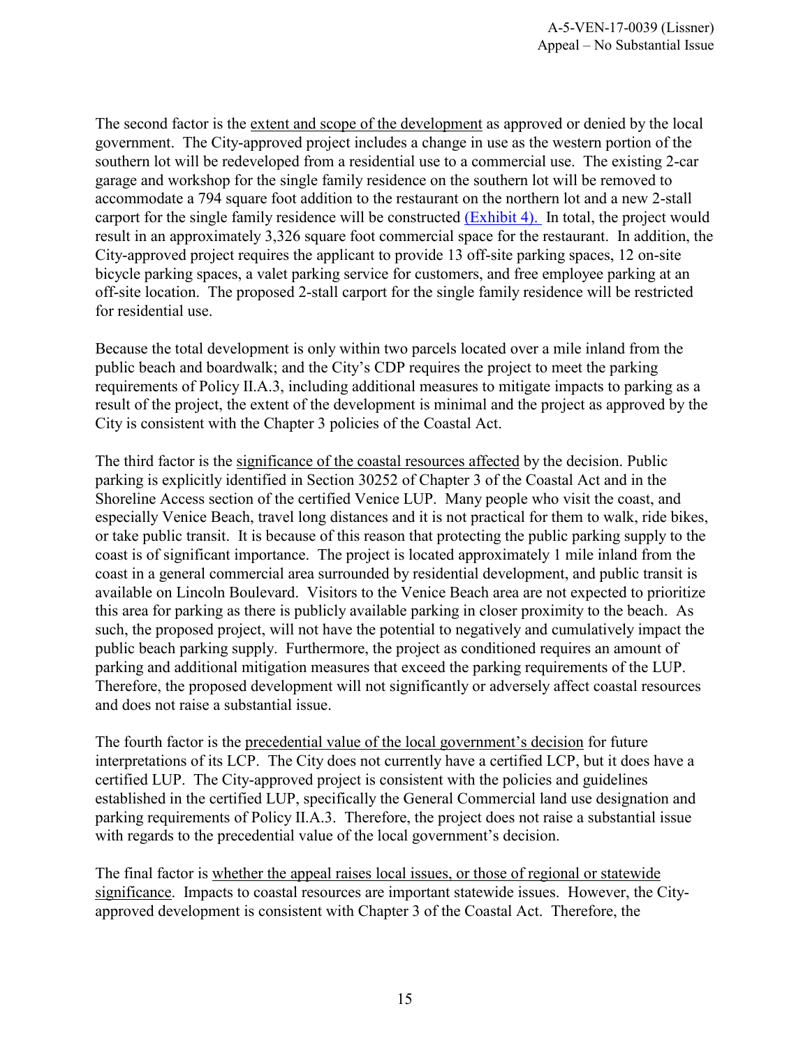The second factor is the <u>extent and scope of the development</u> as approved or denied by the local government. The City-approved project includes a change in use as the western portion of the southern lot will be redeveloped from a residential use to a commercial use. The existing 2-car garage and workshop for the single family residence on the southern lot will be removed to accommodate a 794 square foot addition to the restaurant on the northern lot and a new 2-stall carport for the single family residence will be constructed (Exhibit 4). In total, the project would result in an approximately 3,326 square foot commercial space for the restaurant. In addition, the City-approved project requires the applicant to provide 13 off-site parking spaces, 12 on-site bicycle parking spaces, a valet parking service for customers, and free employee parking at an off-site location. The proposed 2-stall carport for the single family residence will be restricted for residential use.

Because the total development is only within two parcels located over a mile inland from the public beach and boardwalk; and the City's CDP requires the project to meet the parking requirements of Policy II.A.3, including additional measures to mitigate impacts to parking as a result of the project, the extent of the development is minimal and the project as approved by the City is consistent with the Chapter 3 policies of the Coastal Act.

The third factor is the <u>significance of the coastal resources affected</u> by the decision. Public parking is explicitly identified in Section 30252 of Chapter 3 of the Coastal Act and in the Shoreline Access section of the certified Venice LUP. Many people who visit the coast, and especially Venice Beach, travel long distances and it is not practical for them to walk, ride bikes, or take public transit. It is because of this reason that protecting the public parking supply to the coast is of significant importance. The project is located approximately 1 mile inland from the coast in a general commercial area surrounded by residential development, and public transit is available on Lincoln Boulevard. Visitors to the Venice Beach area are not expected to prioritize this area for parking as there is publicly available parking in closer proximity to the beach. As such, the proposed project, will not have the potential to negatively and cumulatively impact the public beach parking supply. Furthermore, the project as conditioned requires an amount of parking and additional mitigation measures that exceed the parking requirements of the LUP. Therefore, the proposed development will not significantly or adversely affect coastal resources and does not raise a substantial issue.

The fourth factor is the <u>precedential value of the local government's decision</u> for future interpretations of its LCP. The City does not currently have a certified LCP, but it does have a certified LUP. The City-approved project is consistent with the policies and guidelines established in the certified LUP, specifically the General Commercial land use designation and parking requirements of Policy II.A.3. Therefore, the project does not raise a substantial issue with regards to the precedential value of the local government's decision.

The final factor is <u>whether the appeal raises local issues, or those of regional or statewide significance</u>. Impacts to coastal resources are important statewide issues. However, the City-approved development is consistent with Chapter 3 of the Coastal Act. Therefore, the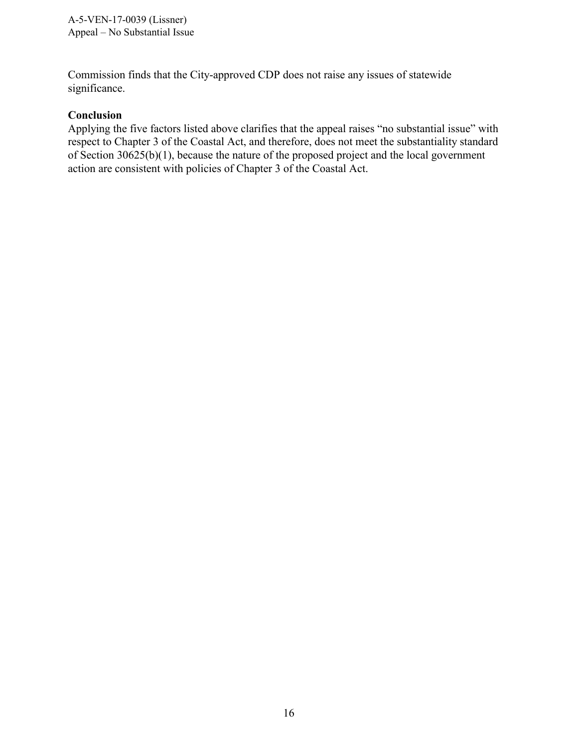Commission finds that the City-approved CDP does not raise any issues of statewide significance.

**Conclusion**

Applying the five factors listed above clarifies that the appeal raises "no substantial issue" with respect to Chapter 3 of the Coastal Act, and therefore, does not meet the substantiality standard of Section 30625(b)(1), because the nature of the proposed project and the local government action are consistent with policies of Chapter 3 of the Coastal Act.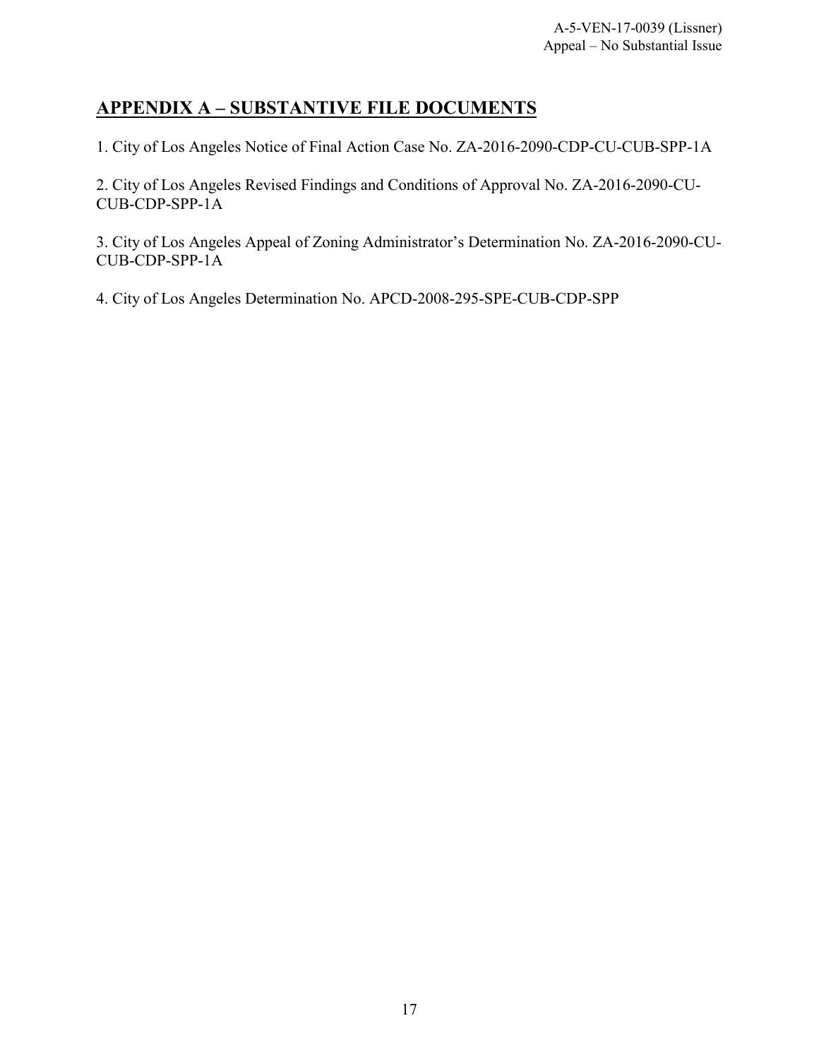## APPENDIX A – SUBSTANTIVE FILE DOCUMENTS

1. City of Los Angeles Notice of Final Action Case No. ZA-2016-2090-CDP-CU-CUB-SPP-1A

2. City of Los Angeles Revised Findings and Conditions of Approval No. ZA-2016-2090-CU-CUB-CDP-SPP-1A

3. City of Los Angeles Appeal of Zoning Administrator's Determination No. ZA-2016-2090-CU-CUB-CDP-SPP-1A

4. City of Los Angeles Determination No. APCD-2008-295-SPE-CUB-CDP-SPP